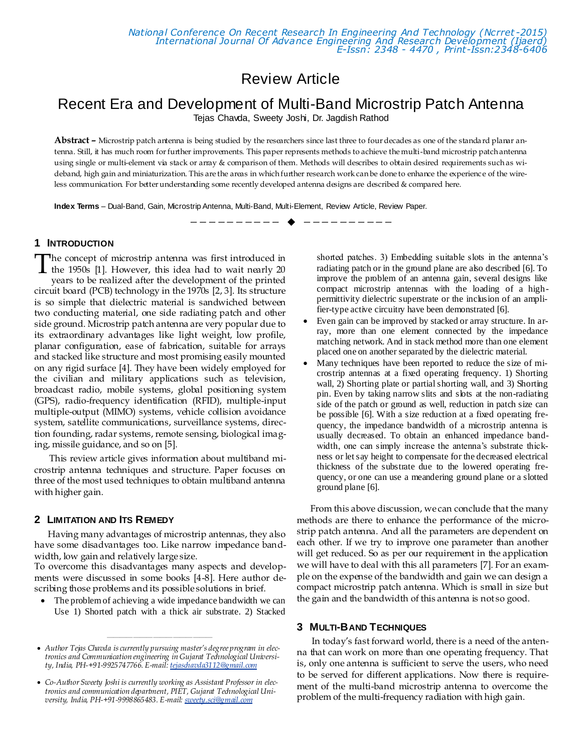Review Article

# Recent Era and Development of Multi-Band Microstrip Patch Antenna

Tejas Chavda, Sweety Joshi, Dr. Jagdish Rathod

**Abstract –** Microstrip patch antenna is being studied by the researchers since last three to four decades as one of the standard planar antenna. Still, it has much room for further improvements. This paper represents methods to achieve the multi-band microstrip patch antenna using single or multi-element via stack or array & comparison of them. Methods will describes to obtain desired requirements such as wideband, high gain and miniaturization. This are the areas in which further research work can be done to enhance the experience of the wireless communication. For better understanding some recently developed antenna designs are described & compared here.

**Index Terms** – Dual-Band, Gain, Microstrip Antenna, Multi-Band, Multi-Element, Review Article, Review Paper.

## 1 Introduction

The concept of microstrip antenna was first introduced in the 1950s [1]. However, this idea had to wait nearly 20 years to be realized after the development of the printed circuit board (PCB) technology in the 1970s [2, 3]. Its structure is so simple that dielectric material is sandwiched between two conducting material, one side radiating patch and other side ground. Microstrip patch antenna are very popular due to its extraordinary advantages like light weight, low profile, planar configuration, ease of fabrication, suitable for arrays and stacked like structure and most promising easily mounted on any rigid surface [4]. They have been widely employed for the civilian and military applications such as television, broadcast radio, mobile systems, global positioning system (GPS), radio-frequency identification (RFID), multiple-input multiple-output (MIMO) systems, vehicle collision avoidance system, satellite communications, surveillance systems, direction founding, radar systems, remote sensing, biological imaging, missile guidance, and so on [5].

This review article gives information about multiband microstrip antenna techniques and structure. Paper focuses on three of the most used techniques to obtain multiband antenna with higher gain.

## 2 Limitation and Its Remedy

Having many advantages of microstrip antennas, they also have some disadvantages too. Like narrow impedance bandwidth, low gain and relatively large size.

To overcome this disadvantages many aspects and developments were discussed in some books [4-8]. Here author describing those problems and its possible solutions in brief.

- The problem of achieving a wide impedance bandwidth we can Use 1) Shorted patch with a thick air substrate. 2) Stacked shorted patches. 3) Embedding suitable slots in the antenna's radiating patch or in the ground plane are also described [6]. To improve the problem of an antenna gain, several designs like compact microstrip antennas with the loading of a high-permittivity dielectric superstrate or the inclusion of an amplifier-type active circuitry have been demonstrated [6].
- Even gain can be improved by stacked or array structure. In array, more than one element connected by the impedance matching network. And in stack method more than one element placed one on another separated by the dielectric material.
- Many techniques have been reported to reduce the size of microstrip antennas at a fixed operating frequency. 1) Shorting wall, 2) Shorting plate or partial shorting wall, and 3) Shorting pin. Even by taking narrow slits and slots at the non-radiating side of the patch or ground as well, reduction in patch size can be possible [6]. With a size reduction at a fixed operating frequency, the impedance bandwidth of a microstrip antenna is usually decreased. To obtain an enhanced impedance bandwidth, one can simply increase the antenna's substrate thickness or let say height to compensate for the decreased electrical thickness of the substrate due to the lowered operating frequency, or one can use a meandering ground plane or a slotted ground plane [6].

From this above discussion, we can conclude that the many methods are there to enhance the performance of the microstrip patch antenna. And all the parameters are dependent on each other. If we try to improve one parameter than another will get reduced. So as per our requirement in the application we will have to deal with this all parameters [7]. For example on the expense of the bandwidth and gain we can design a compact microstrip patch antenna. Which is small in size but the gain and the bandwidth of this antenna is not so good.

## 3 Multi-Band Techniques

In today's fast forward world, there is a need of the antenna that can work on more than one operating frequency. That is, only one antenna is sufficient to serve the users, who need to be served for different applications. Now there is requirement of the multi-band microstrip antenna to overcome the problem of the multi-frequency radiation with high gain.

---

- *Author Tejas Chavda is currently pursuing master's degree program in electronics and Communication engineering in Gujarat Technological University, India, PH-+91-9925747766. E-mail: tejaschavda3112@gmail.com*
- *Co-Author Sweety Joshi is currently working as Assistant Professor in electronics and communication department, PIET, Gujarat Technological University, India, PH-+91-9998865483. E-mail: sweety.sci@gmail.com*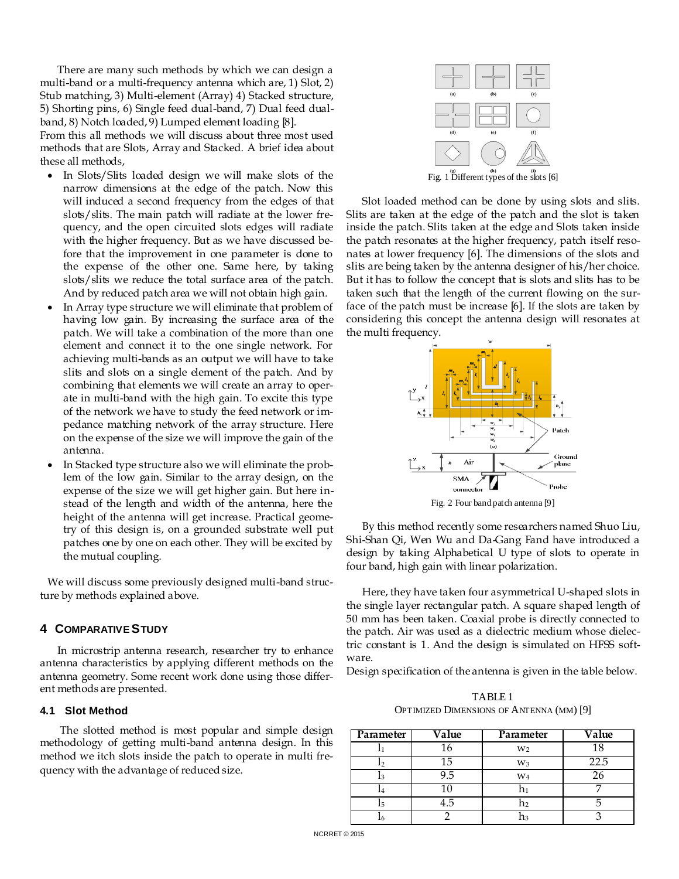There are many such methods by which we can design a multi-band or a multi-frequency antenna which are, 1) Slot, 2) Stub matching, 3) Multi-element (Array) 4) Stacked structure, 5) Shorting pins, 6) Single feed dual-band, 7) Dual feed dual-band, 8) Notch loaded, 9) Lumped element loading [8].

From this all methods we will discuss about three most used methods that are Slots, Array and Stacked. A brief idea about these all methods,

- In Slots/Slits loaded design we will make slots of the narrow dimensions at the edge of the patch. Now this will induced a second frequency from the edges of that slots/slits. The main patch will radiate at the lower frequency, and the open circuited slots edges will radiate with the higher frequency. But as we have discussed before that the improvement in one parameter is done to the expense of the other one. Same here, by taking slots/slits we reduce the total surface area of the patch. And by reduced patch area we will not obtain high gain.
- In Array type structure we will eliminate that problem of having low gain. By increasing the surface area of the patch. We will take a combination of the more than one element and connect it to the one single network. For achieving multi-bands as an output we will have to take slits and slots on a single element of the patch. And by combining that elements we will create an array to operate in multi-band with the high gain. To excite this type of the network we have to study the feed network or impedance matching network of the array structure. Here on the expense of the size we will improve the gain of the antenna.
- In Stacked type structure also we will eliminate the problem of the low gain. Similar to the array design, on the expense of the size we will get higher gain. But here instead of the length and width of the antenna, here the height of the antenna will get increase. Practical geometry of this design is, on a grounded substrate well put patches one by one on each other. They will be excited by the mutual coupling.

We will discuss some previously designed multi-band structure by methods explained above.

## 4 Comparative Study

In microstrip antenna research, researcher try to enhance antenna characteristics by applying different methods on the antenna geometry. Some recent work done using those different methods are presented.

### 4.1 Slot Method

The slotted method is most popular and simple design methodology of getting multi-band antenna design. In this method we itch slots inside the patch to operate in multi frequency with the advantage of reduced size.

Fig. 1 Different types of the slots [6]

Slot loaded method can be done by using slots and slits. Slits are taken at the edge of the patch and the slot is taken inside the patch. Slits taken at the edge and Slots taken inside the patch resonates at the higher frequency, patch itself resonates at lower frequency [6]. The dimensions of the slots and slits are being taken by the antenna designer of his/her choice. But it has to follow the concept that is slots and slits has to be taken such that the length of the current flowing on the surface of the patch must be increase [6]. If the slots are taken by considering this concept the antenna design will resonates at the multi frequency.

Fig. 2 Four band patch antenna [9]

By this method recently some researchers named Shuo Liu, Shi-Shan Qi, Wen Wu and Da-Gang Fand have introduced a design by taking Alphabetical U type of slots to operate in four band, high gain with linear polarization.

Here, they have taken four asymmetrical U-shaped slots in the single layer rectangular patch. A square shaped length of 50 mm has been taken. Coaxial probe is directly connected to the patch. Air was used as a dielectric medium whose dielectric constant is 1. And the design is simulated on HFSS software.

Design specification of the antenna is given in the table below.

TABLE 1
Optimized Dimensions of Antenna (mm) [9]

| Parameter | Value | Parameter | Value |
|---|---|---|---|
| $l_1$ | 16 | $w_2$ | 18 |
| $l_2$ | 15 | $w_3$ | 22.5 |
| $l_3$ | 9.5 | $w_4$ | 26 |
| $l_4$ | 10 | $h_1$ | 7 |
| $l_5$ | 4.5 | $h_2$ | 5 |
| $l_6$ | 2 | $h_3$ | 3 |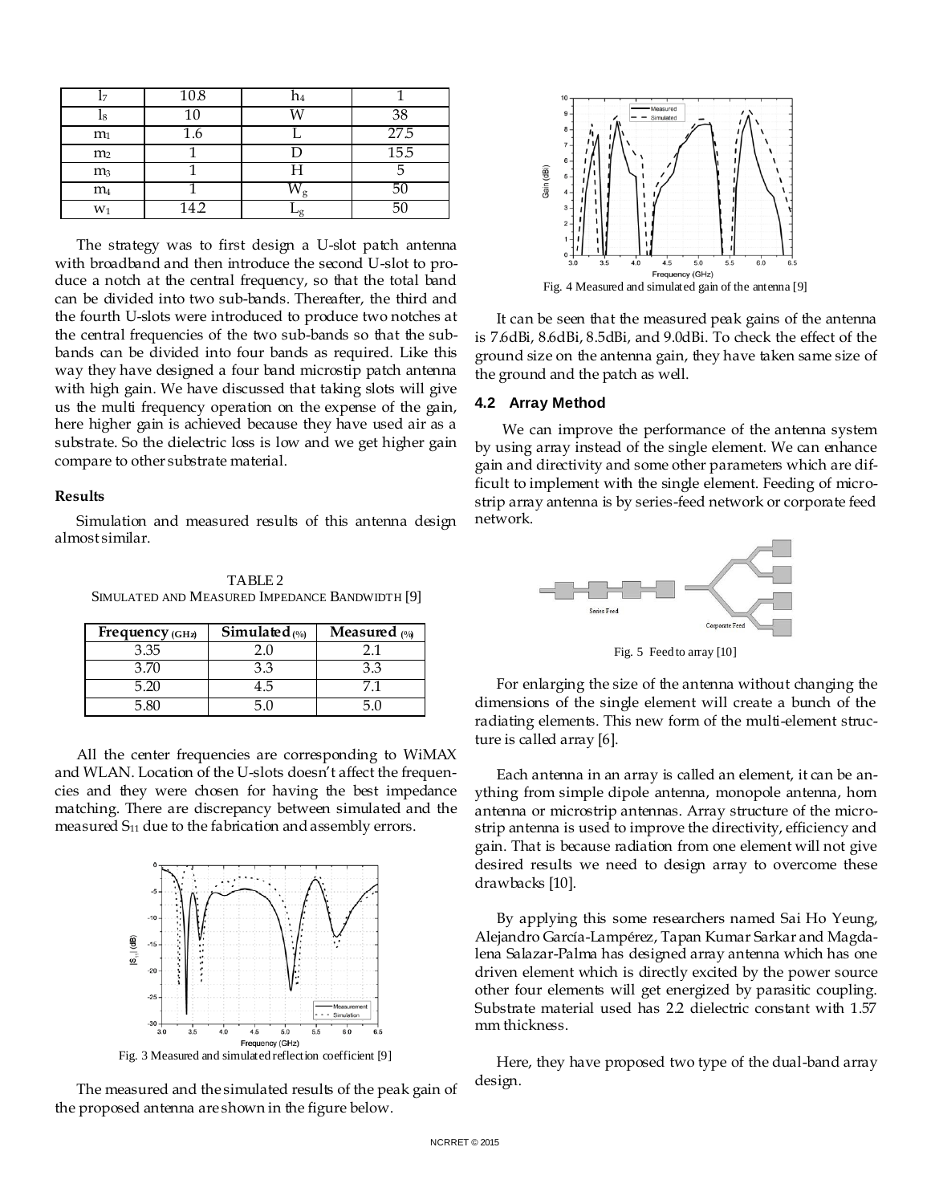| $l_7$ | 10.8 | $h_4$ | 1 |
|---|---|---|---|
| $l_8$ | 10 | W | 38 |
| $m_1$ | 1.6 | L | 27.5 |
| $m_2$ | 1 | D | 15.5 |
| $m_3$ | 1 | H | 5 |
| $m_4$ | 1 | $W_g$ | 50 |
| $w_1$ | 14.2 | $L_g$ | 50 |

The strategy was to first design a U-slot patch antenna with broadband and then introduce the second U-slot to produce a notch at the central frequency, so that the total band can be divided into two sub-bands. Thereafter, the third and the fourth U-slots were introduced to produce two notches at the central frequencies of the two sub-bands so that the sub-bands can be divided into four bands as required. Like this way they have designed a four band microstip patch antenna with high gain. We have discussed that taking slots will give us the multi frequency operation on the expense of the gain, here higher gain is achieved because they have used air as a substrate. So the dielectric loss is low and we get higher gain compare to other substrate material.

**Results**

Simulation and measured results of this antenna design almost similar.

TABLE 2
SIMULATED AND MEASURED IMPEDANCE BANDWIDTH [9]

| Frequency (GHz) | Simulated (%) | Measured (%) |
|---|---|---|
| 3.35 | 2.0 | 2.1 |
| 3.70 | 3.3 | 3.3 |
| 5.20 | 4.5 | 7.1 |
| 5.80 | 5.0 | 5.0 |

All the center frequencies are corresponding to WiMAX and WLAN. Location of the U-slots doesn't affect the frequencies and they were chosen for having the best impedance matching. There are discrepancy between simulated and the measured $S_{11}$ due to the fabrication and assembly errors.

Fig. 3 Measured and simulated reflection coefficient [9]

The measured and the simulated results of the peak gain of the proposed antenna are shown in the figure below.

Fig. 4 Measured and simulated gain of the antenna [9]

It can be seen that the measured peak gains of the antenna is 7.6dBi, 8.6dBi, 8.5dBi, and 9.0dBi. To check the effect of the ground size on the antenna gain, they have taken same size of the ground and the patch as well.

### 4.2 Array Method

We can improve the performance of the antenna system by using array instead of the single element. We can enhance gain and directivity and some other parameters which are difficult to implement with the single element. Feeding of microstrip array antenna is by series-feed network or corporate feed network.

Fig. 5 Feed to array [10]

For enlarging the size of the antenna without changing the dimensions of the single element will create a bunch of the radiating elements. This new form of the multi-element structure is called array [6].

Each antenna in an array is called an element, it can be anything from simple dipole antenna, monopole antenna, horn antenna or microstrip antennas. Array structure of the microstrip antenna is used to improve the directivity, efficiency and gain. That is because radiation from one element will not give desired results we need to design array to overcome these drawbacks [10].

By applying this some researchers named Sai Ho Yeung, Alejandro García-Lampérez, Tapan Kumar Sarkar and Magdalena Salazar-Palma has designed array antenna which has one driven element which is directly excited by the power source other four elements will get energized by parasitic coupling. Substrate material used has 2.2 dielectric constant with 1.57 mm thickness.

Here, they have proposed two type of the dual-band array design.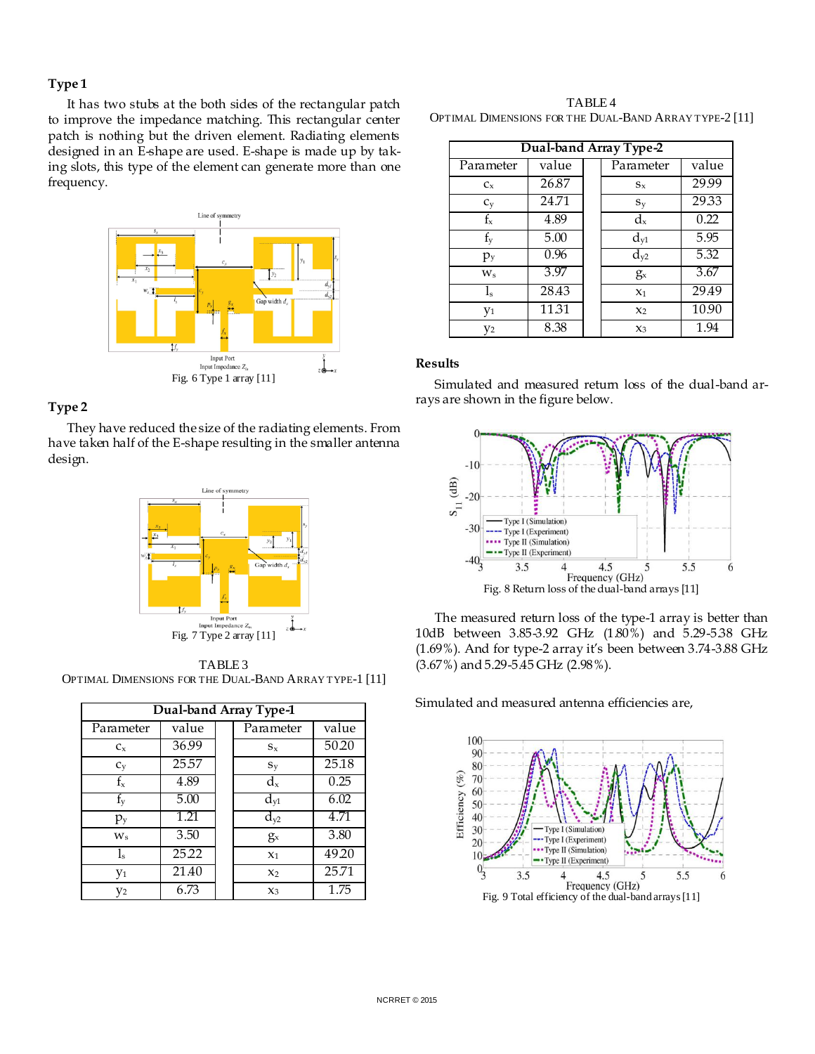### Type 1

It has two stubs at the both sides of the rectangular patch to improve the impedance matching. This rectangular center patch is nothing but the driven element. Radiating elements designed in an E-shape are used. E-shape is made up by taking slots, this type of the element can generate more than one frequency.

Fig. 6 Type 1 array [11]

### Type 2

They have reduced the size of the radiating elements. From have taken half of the E-shape resulting in the smaller antenna design.

Fig. 7 Type 2 array [11]

TABLE 3
OPTIMAL DIMENSIONS FOR THE DUAL-BAND ARRAY TYPE-1 [11]

| Dual-band Array Type-1 | | | | |
|---|---|---|---|---|
| Parameter | value | | Parameter | value |
| $c_x$ | 36.99 | | $s_x$ | 50.20 |
| $c_y$ | 25.57 | | $s_y$ | 25.18 |
| $f_x$ | 4.89 | | $d_x$ | 0.25 |
| $f_y$ | 5.00 | | $d_{y1}$ | 6.02 |
| $p_y$ | 1.21 | | $d_{y2}$ | 4.71 |
| $w_s$ | 3.50 | | $g_x$ | 3.80 |
| $l_s$ | 25.22 | | $x_1$ | 49.20 |
| $y_1$ | 21.40 | | $x_2$ | 25.71 |
| $y_2$ | 6.73 | | $x_3$ | 1.75 |

TABLE 4
OPTIMAL DIMENSIONS FOR THE DUAL-BAND ARRAY TYPE-2 [11]

| Dual-band Array Type-2 | | | | |
|---|---|---|---|---|
| Parameter | value | | Parameter | value |
| $c_x$ | 26.87 | | $s_x$ | 29.99 |
| $c_y$ | 24.71 | | $s_y$ | 29.33 |
| $f_x$ | 4.89 | | $d_x$ | 0.22 |
| $f_y$ | 5.00 | | $d_{y1}$ | 5.95 |
| $p_y$ | 0.96 | | $d_{y2}$ | 5.32 |
| $w_s$ | 3.97 | | $g_x$ | 3.67 |
| $l_s$ | 28.43 | | $x_1$ | 29.49 |
| $y_1$ | 11.31 | | $x_2$ | 10.90 |
| $y_2$ | 8.38 | | $x_3$ | 1.94 |

### Results

Simulated and measured return loss of the dual-band arrays are shown in the figure below.

Fig. 8 Return loss of the dual-band arrays [11]

The measured return loss of the type-1 array is better than 10dB between 3.85-3.92 GHz (1.80%) and 5.29-5.38 GHz (1.69%). And for type-2 array it's been between 3.74-3.88 GHz (3.67%) and 5.29-5.45 GHz (2.98%).

Simulated and measured antenna efficiencies are,

Fig. 9 Total efficiency of the dual-band arrays [11]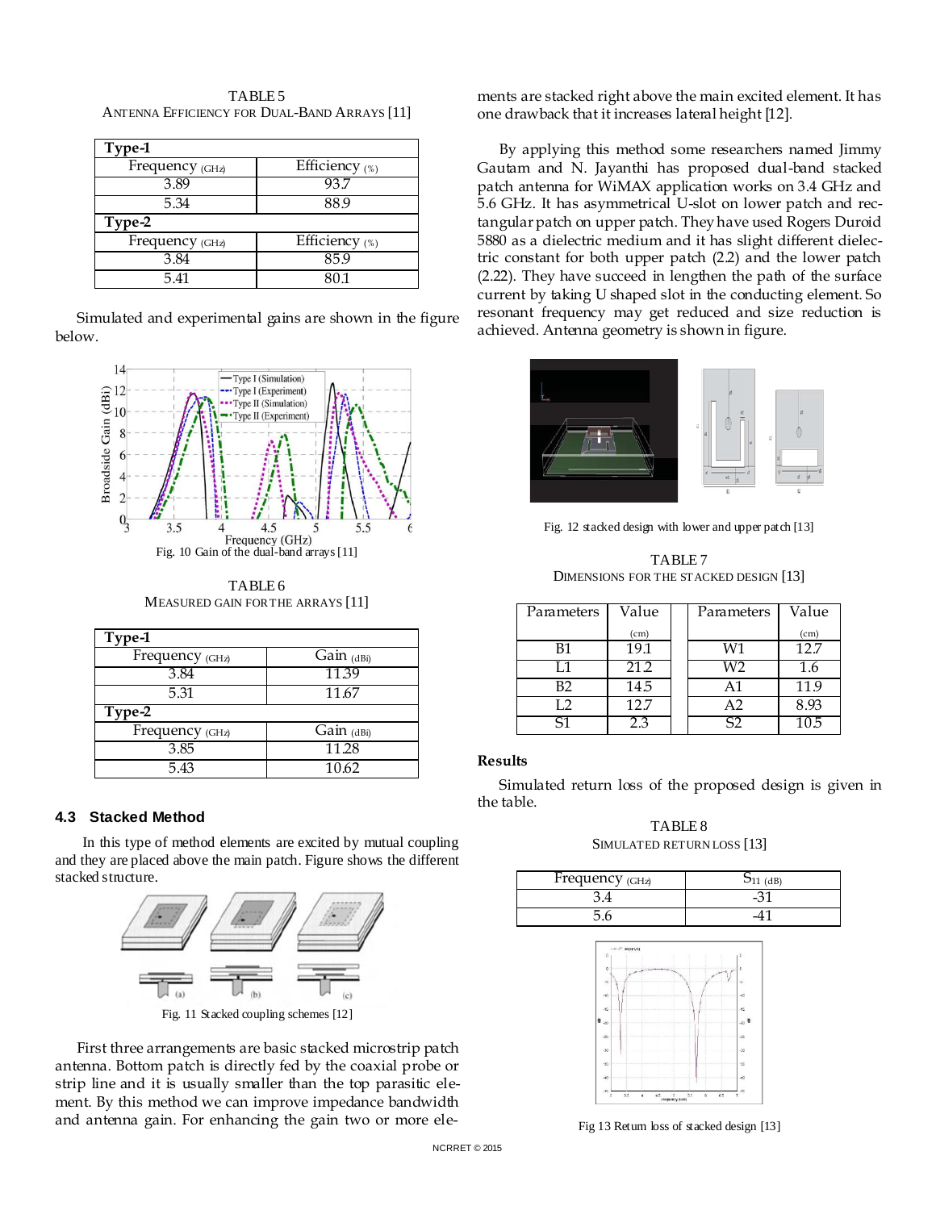TABLE 5
ANTENNA EFFICIENCY FOR DUAL-BAND ARRAYS [11]

| **Type-1** | |
|---|---|
| Frequency (GHz) | Efficiency (%) |
| 3.89 | 93.7 |
| 5.34 | 88.9 |
| **Type-2** | |
| Frequency (GHz) | Efficiency (%) |
| 3.84 | 85.9 |
| 5.41 | 80.1 |

Simulated and experimental gains are shown in the figure below.

Fig. 10 Gain of the dual-band arrays [11]

TABLE 6
MEASURED GAIN FOR THE ARRAYS [11]

| **Type-1** | |
|---|---|
| Frequency (GHz) | Gain (dBi) |
| 3.84 | 11.39 |
| 5.31 | 11.67 |
| **Type-2** | |
| Frequency (GHz) | Gain (dBi) |
| 3.85 | 11.28 |
| 5.43 | 10.62 |

### 4.3 Stacked Method

In this type of method elements are excited by mutual coupling and they are placed above the main patch. Figure shows the different stacked structure.

Fig. 11 Stacked coupling schemes [12]

First three arrangements are basic stacked microstrip patch antenna. Bottom patch is directly fed by the coaxial probe or strip line and it is usually smaller than the top parasitic element. By this method we can improve impedance bandwidth and antenna gain. For enhancing the gain two or more elements are stacked right above the main excited element. It has one drawback that it increases lateral height [12].

By applying this method some researchers named Jimmy Gautam and N. Jayanthi has proposed dual-band stacked patch antenna for WiMAX application works on 3.4 GHz and 5.6 GHz. It has asymmetrical U-slot on lower patch and rectangular patch on upper patch. They have used Rogers Duroid 5880 as a dielectric medium and it has slight different dielectric constant for both upper patch (2.2) and the lower patch (2.22). They have succeed in lengthen the path of the surface current by taking U shaped slot in the conducting element. So resonant frequency may get reduced and size reduction is achieved. Antenna geometry is shown in figure.

Fig. 12 stacked design with lower and upper patch [13]

TABLE 7
DIMENSIONS FOR THE STACKED DESIGN [13]

| Parameters | Value (cm) | | Parameters | Value (cm) |
|---|---|---|---|---|
| B1 | 19.1 | | W1 | 12.7 |
| L1 | 21.2 | | W2 | 1.6 |
| B2 | 14.5 | | A1 | 11.9 |
| L2 | 12.7 | | A2 | 8.93 |
| S1 | 2.3 | | S2 | 10.5 |

**Results**

Simulated return loss of the proposed design is given in the table.

TABLE 8
SIMULATED RETURN LOSS [13]

| Frequency (GHz) | $S_{11}$ (dB) |
|---|---|
| 3.4 | -31 |
| 5.6 | -41 |

Fig 13 Return loss of stacked design [13]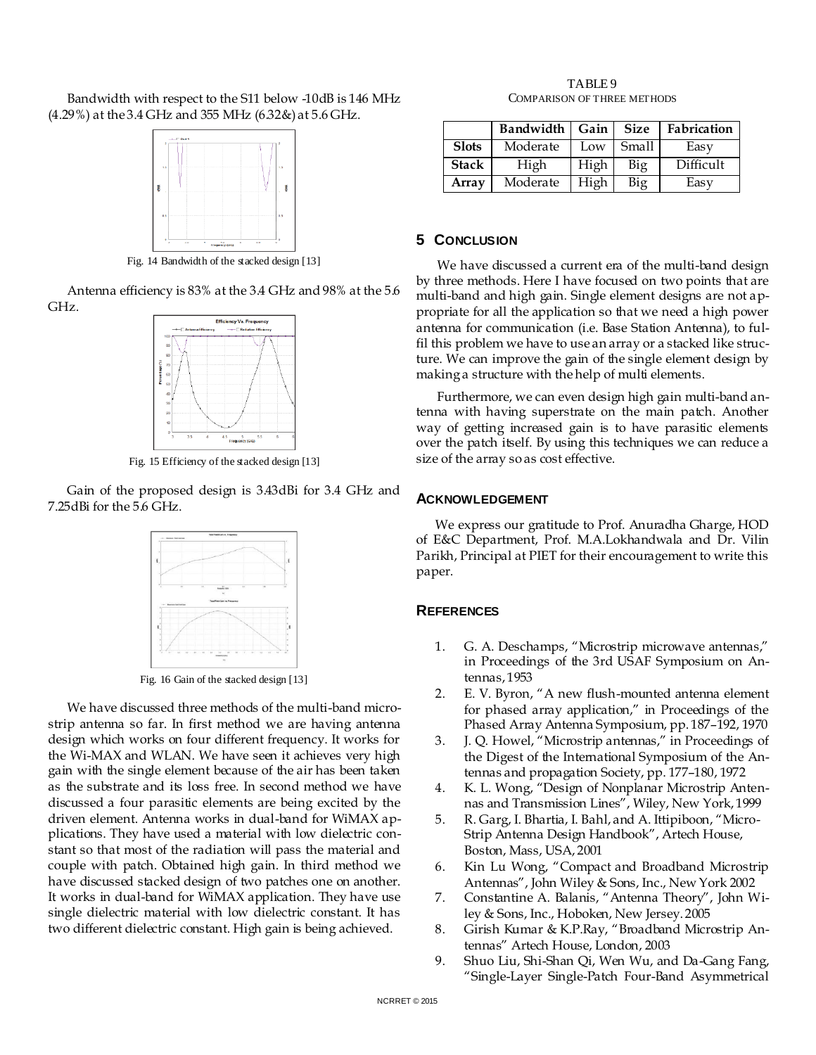Bandwidth with respect to the S11 below -10dB is 146 MHz (4.29%) at the 3.4 GHz and 355 MHz (6.32&) at 5.6 GHz.

Fig. 14 Bandwidth of the stacked design [13]

Antenna efficiency is 83% at the 3.4 GHz and 98% at the 5.6 GHz.

Fig. 15 Efficiency of the stacked design [13]

Gain of the proposed design is 3.43dBi for 3.4 GHz and 7.25dBi for the 5.6 GHz.

Fig. 16 Gain of the stacked design [13]

We have discussed three methods of the multi-band microstrip antenna so far. In first method we are having antenna design which works on four different frequency. It works for the Wi-MAX and WLAN. We have seen it achieves very high gain with the single element because of the air has been taken as the substrate and its loss free. In second method we have discussed a four parasitic elements are being excited by the driven element. Antenna works in dual-band for WiMAX applications. They have used a material with low dielectric constant so that most of the radiation will pass the material and couple with patch. Obtained high gain. In third method we have discussed stacked design of two patches one on another. It works in dual-band for WiMAX application. They have use single dielectric material with low dielectric constant. It has two different dielectric constant. High gain is being achieved.

TABLE 9
COMPARISON OF THREE METHODS

| | Bandwidth | Gain | Size | Fabrication |
|---|---|---|---|---|
| **Slots** | Moderate | Low | Small | Easy |
| **Stack** | High | High | Big | Difficult |
| **Array** | Moderate | High | Big | Easy |

## 5 Conclusion

We have discussed a current era of the multi-band design by three methods. Here I have focused on two points that are multi-band and high gain. Single element designs are not appropriate for all the application so that we need a high power antenna for communication (i.e. Base Station Antenna), to fulfil this problem we have to use an array or a stacked like structure. We can improve the gain of the single element design by making a structure with the help of multi elements.

Furthermore, we can even design high gain multi-band antenna with having superstrate on the main patch. Another way of getting increased gain is to have parasitic elements over the patch itself. By using this techniques we can reduce a size of the array so as cost effective.

## Acknowledgement

We express our gratitude to Prof. Anuradha Gharge, HOD of E&C Department, Prof. M.A.Lokhandwala and Dr. Vilin Parikh, Principal at PIET for their encouragement to write this paper.

## References

1. G. A. Deschamps, "Microstrip microwave antennas," in Proceedings of the 3rd USAF Symposium on Antennas, 1953
2. E. V. Byron, "A new flush-mounted antenna element for phased array application," in Proceedings of the Phased Array Antenna Symposium, pp. 187–192, 1970
3. J. Q. Howel, "Microstrip antennas," in Proceedings of the Digest of the International Symposium of the Antennas and propagation Society, pp. 177–180, 1972
4. K. L. Wong, "Design of Nonplanar Microstrip Antennas and Transmission Lines", Wiley, New York, 1999
5. R. Garg, I. Bhartia, I. Bahl, and A. Ittipiboon, "Micro-Strip Antenna Design Handbook", Artech House, Boston, Mass, USA, 2001
6. Kin Lu Wong, "Compact and Broadband Microstrip Antennas", John Wiley & Sons, Inc., New York 2002
7. Constantine A. Balanis, "Antenna Theory", John Wiley & Sons, Inc., Hoboken, New Jersey. 2005
8. Girish Kumar & K.P.Ray, "Broadband Microstrip Antennas" Artech House, London, 2003
9. Shuo Liu, Shi-Shan Qi, Wen Wu, and Da-Gang Fang, "Single-Layer Single-Patch Four-Band Asymmetrical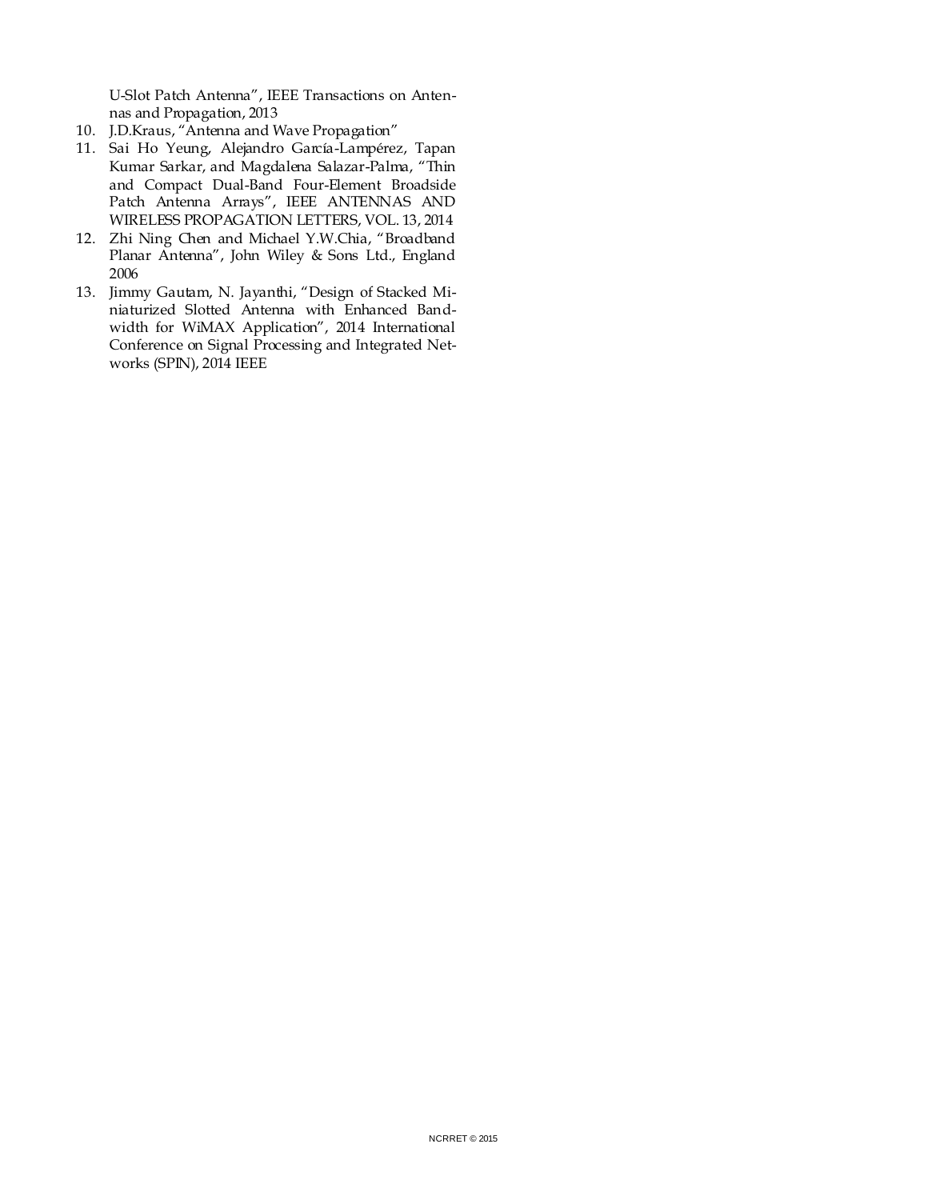U-Slot Patch Antenna", IEEE Transactions on Antennas and Propagation, 2013

10. J.D.Kraus, "Antenna and Wave Propagation"
11. Sai Ho Yeung, Alejandro García-Lampérez, Tapan Kumar Sarkar, and Magdalena Salazar-Palma, "Thin and Compact Dual-Band Four-Element Broadside Patch Antenna Arrays", IEEE ANTENNAS AND WIRELESS PROPAGATION LETTERS, VOL. 13, 2014
12. Zhi Ning Chen and Michael Y.W.Chia, "Broadband Planar Antenna", John Wiley & Sons Ltd., England 2006
13. Jimmy Gautam, N. Jayanthi, "Design of Stacked Miniaturized Slotted Antenna with Enhanced Bandwidth for WiMAX Application", 2014 International Conference on Signal Processing and Integrated Networks (SPIN), 2014 IEEE